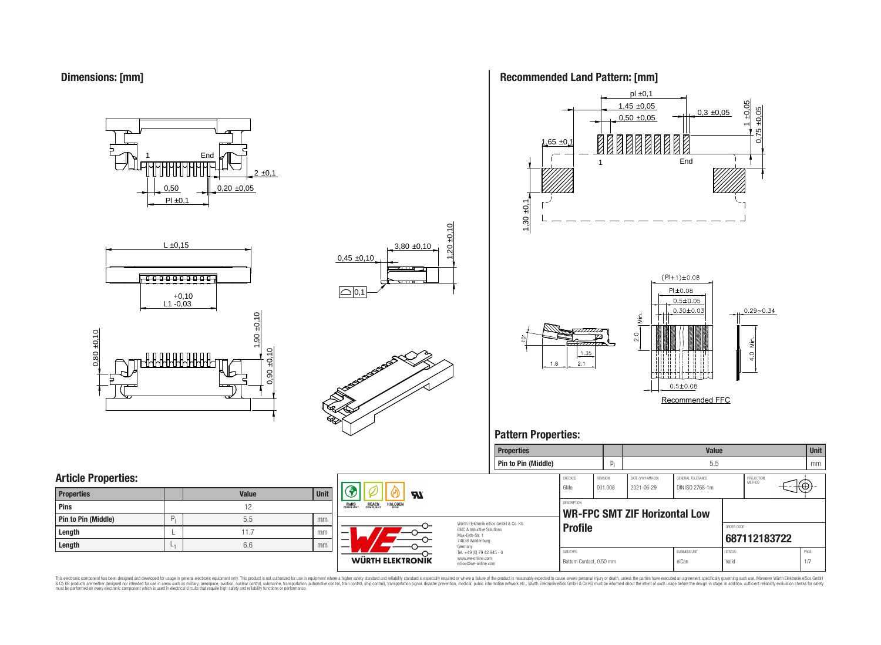## Dimensions: [mm]

1 End

2 ±0,1

0,50 0,20 ±0,05

Pl ±0,1

L ±0,15

L1 +0,10 -0,03

3,80 ±0,10

0,45 ±0,10

1,20 ±0,10

0,1

0,80 ±0,10

1,90 ±0,10

0,90 ±0,10

## Recommended Land Pattern: [mm]

pl ±0,1

1,45 ±0,05

0,50 ±0,05

0,3 ±0,05

1 ±0,05

0,75 ±0,05

1,65 ±0,1

1 End

1,30 ±0,1

(Pl+1)±0.08

Pl±0.08

0.5±0.05

0.30±0.03

0.29~0.34

2.0 Min.

4.0 Min.

10°

1.8 2.1 1.35

0.5±0.08

Recommended FFC

## Pattern Properties:

| Properties | | Value | Unit |
|---|---|---|---|
| Pin to Pin (Middle) | $p_l$ | 5.5 | mm |

## Article Properties:

| Properties | | Value | Unit |
|---|---|---|---|
| Pins | | 12 | |
| Pin to Pin (Middle) | $P_l$ | 5.5 | mm |
| Length | L | 11.7 | mm |
| Length | $L_1$ | 6.6 | mm |

RoHS COMPLIANT REACh COMPLIANT HALOGEN FREE

Würth Elektronik eiSos GmbH & Co. KG
EMC & Inductive Solutions
Max-Eyth-Str. 1
74638 Waldenburg
Germany
Tel. +49 (0) 79 42 945 - 0
www.we-online.com
eiSos@we-online.com

WÜRTH ELEKTRONIK

| CHECKED | REVISION | DATE (YYYY-MM-DD) | GENERAL TOLERANCE | PROJECTION METHOD |
|---|---|---|---|---|
| GMo | 001.008 | 2021-06-29 | DIN ISO 2768-1m | |

DESCRIPTION

**WR-FPC SMT ZIF Horizontal Low Profile**

ORDER CODE

**687112183722**

| SIZE/TYPE | BUSINESS UNIT | STATUS | PAGE |
|---|---|---|---|
| Bottom Contact, 0.50 mm | eiCan | Valid | 1/7 |

This electronic component has been designed and developed for usage in general electronic equipment only. This product is not authorized for use in equipment where a higher safety standard and reliability standard is especially required or where a failure of the product is reasonably expected to cause severe personal injury or death, unless the parties have executed an agreement specifically governing such use. Moreover Würth Elektronik eiSos GmbH & Co KG products are neither designed nor intended for use in areas such as military, aerospace, aviation, nuclear control, submarine, transportation (automotive control, train control, ship control), transportation signal, disaster prevention, medical, public information network etc.. Würth Elektronik eiSos GmbH & Co KG must be informed about the intent of such usage before the design-in stage. In addition, sufficient reliability evaluation checks for safety must be performed on every electronic component which is used in electrical circuits that require high safety and reliability functions or performance.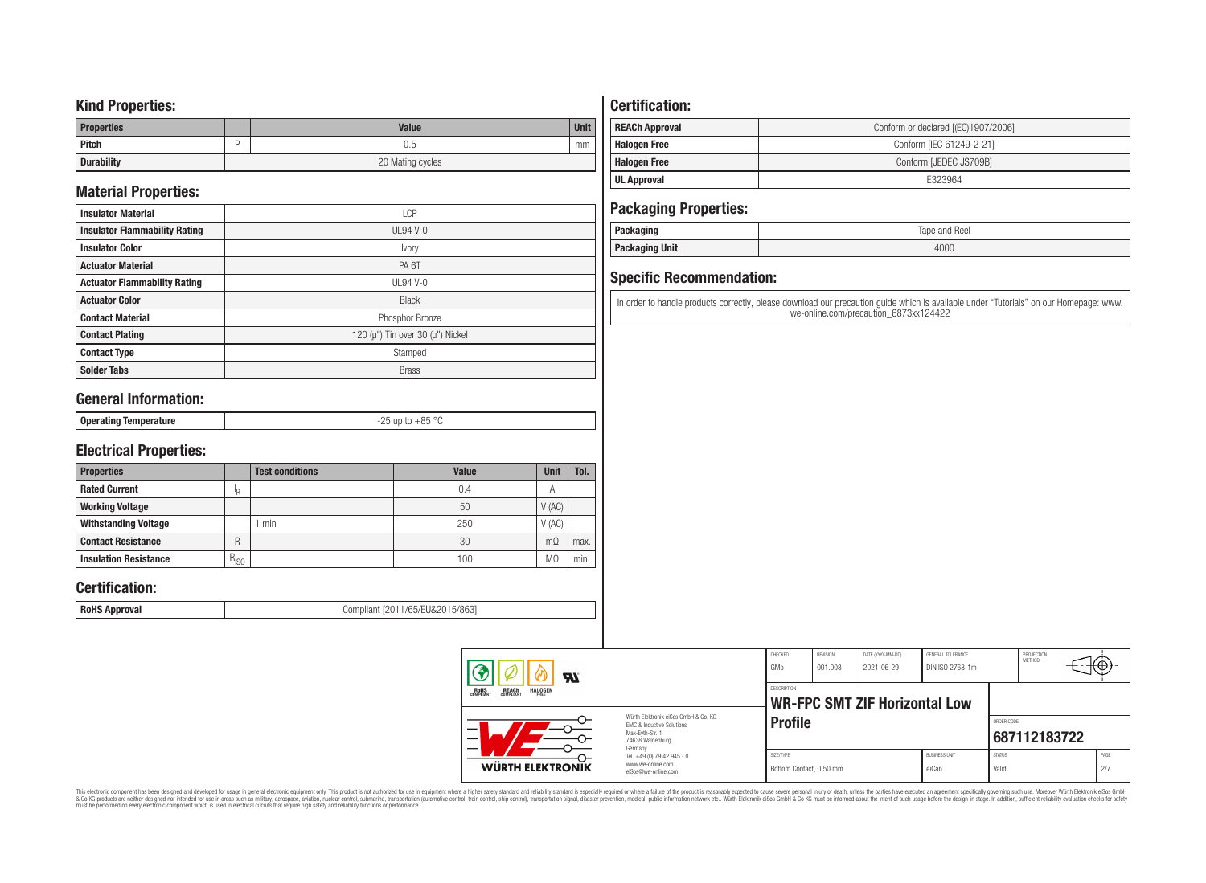## Kind Properties:

| Properties | | Value | Unit |
|---|---|---|---|
| Pitch | P | 0.5 | mm |
| Durability | | 20 Mating cycles | |

## Material Properties:

| | |
|---|---|
| Insulator Material | LCP |
| Insulator Flammability Rating | UL94 V-0 |
| Insulator Color | Ivory |
| Actuator Material | PA 6T |
| Actuator Flammability Rating | UL94 V-0 |
| Actuator Color | Black |
| Contact Material | Phosphor Bronze |
| Contact Plating | 120 (µ") Tin over 30 (µ") Nickel |
| Contact Type | Stamped |
| Solder Tabs | Brass |

## General Information:

| | |
|---|---|
| Operating Temperature | -25 up to +85 °C |

## Electrical Properties:

| Properties | | Test conditions | Value | Unit | Tol. |
|---|---|---|---|---|---|
| Rated Current | $I_R$ | | 0.4 | A | |
| Working Voltage | | | 50 | V (AC) | |
| Withstanding Voltage | | 1 min | 250 | V (AC) | |
| Contact Resistance | R | | 30 | mΩ | max. |
| Insulation Resistance | $R_{ISO}$ | | 100 | MΩ | min. |

## Certification:

| | |
|---|---|
| RoHS Approval | Compliant [2011/65/EU&2015/863] |

## Certification:

| | |
|---|---|
| REACh Approval | Conform or declared [(EC)1907/2006] |
| Halogen Free | Conform [IEC 61249-2-21] |
| Halogen Free | Conform [JEDEC JS709B] |
| UL Approval | E323964 |

## Packaging Properties:

| | |
|---|---|
| Packaging | Tape and Reel |
| Packaging Unit | 4000 |

## Specific Recommendation:

In order to handle products correctly, please download our precaution guide which is available under "Tutorials" on our Homepage: www.we-online.com/precaution_6873xx124422

| CHECKED | REVISION | DATE (YYYY-MM-DD) | GENERAL TOLERANCE | PROJECTION METHOD |
|---|---|---|---|---|
| GMo | 001.008 | 2021-06-29 | DIN ISO 2768-1m | |

DESCRIPTION: **WR-FPC SMT ZIF Horizontal Low Profile**

ORDER CODE: **687112183722**

| SIZE/TYPE | BUSINESS UNIT | STATUS | PAGE |
|---|---|---|---|
| Bottom Contact, 0.50 mm | eiCan | Valid | 2/7 |

Würth Elektronik eiSos GmbH & Co. KG
EMC & Inductive Solutions
Max-Eyth-Str. 1
74638 Waldenburg
Germany
Tel. +49 (0) 79 42 945 - 0
www.we-online.com
eiSos@we-online.com

This electronic component has been designed and developed for usage in general electronic equipment only. This product is not authorized for use in equipment where a higher safety standard and reliability standard is especially required or where a failure of the product is reasonably expected to cause severe personal injury or death, unless the parties have executed an agreement specifically governing such use. Moreover Würth Elektronik eiSos GmbH & Co KG products are neither designed nor intended for use in areas such as military, aerospace, aviation, nuclear control, submarine, transportation (automotive control, train control, ship control), transportation signal, disaster prevention, medical, public information network etc.. Würth Elektronik eiSos GmbH & Co KG must be informed about the intent of such usage before the design-in stage. In addition, sufficient reliability evaluation checks for safety must be performed on every electronic component which is used in electrical circuits that require high safety and reliability functions or performance.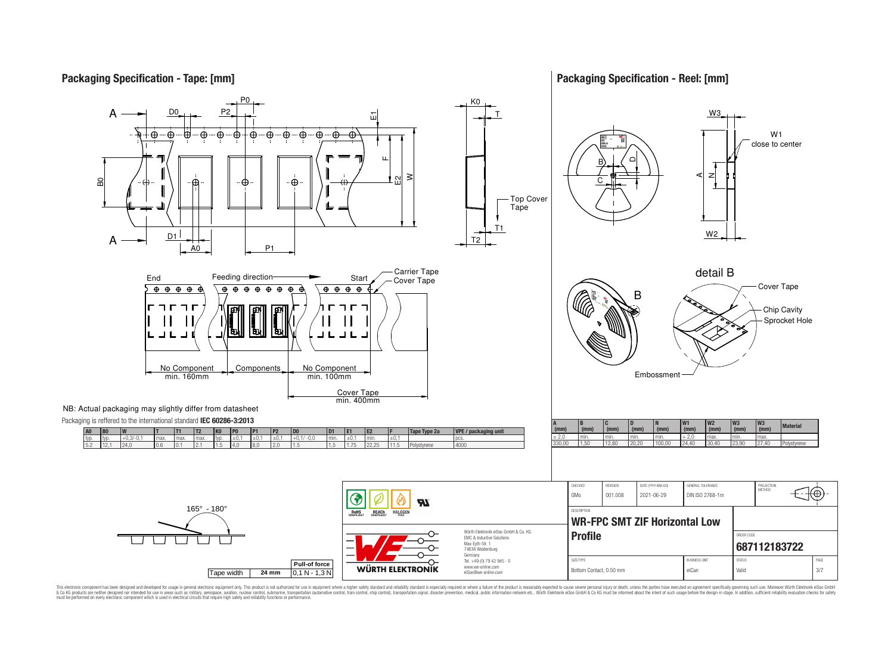## Packaging Specification - Tape: [mm]

Carrier Tape, Cover Tape, Top Cover Tape

End — Feeding direction — Start

No Component min. 160mm | Components | No Component min. 100mm

Cover Tape min. 400mm

NB: Actual packaging may slightly differ from datasheet

Packaging is reffered to the international standard **IEC 60286-3:2013**

| A0 | B0 | W | T | T1 | T2 | K0 | P0 | P1 | P2 | D0 | D1 | E1 | E2 | F | Tape Type 2a | VPE / packaging unit |
|---|---|---|---|---|---|---|---|---|---|---|---|---|---|---|---|---|
| typ. | typ. | +0,3/-0,1 | max. | max. | max. | typ. | ±0,1 | ±0,1 | ±0,1 | +0,1/ -0,0 | min. | ±0,1 | min. | ±0,1 | | pcs. |
| 5.2 | 12,1 | 24,0 | 0,6 | 0,1 | 2,1 | 1,5 | 4,0 | 8,0 | 2,0 | 1,5 | 1,5 | 1,75 | 22,25 | 11,5 | Polystyrene | 4000 |

165° - 180°

| Tape width | | Pull-of force |
|---|---|---|
| Tape width | 24 mm | 0,1 N - 1,3 N |

## Packaging Specification - Reel: [mm]

W1 close to center

detail B: Cover Tape, Chip Cavity, Sprocket Hole, Embossment

| A (mm) | B (mm) | C (mm) | D (mm) | N (mm) | W1 (mm) | W2 (mm) | W3 (mm) | W3 (mm) | Material |
|---|---|---|---|---|---|---|---|---|---|
| ± 2,0 | min. | min. | min. | min. | + 2,0 | max. | min. | max. | |
| 330,00 | 1,50 | 12,80 | 20,20 | 100,00 | 24,40 | 30,40 | 23,90 | 27,40 | Polystyrene |

| CHECKED | REVISION | DATE (YYYY-MM-DD) | GENERAL TOLERANCE | PROJECTION METHOD |
|---|---|---|---|---|
| GMo | 001.008 | 2021-06-29 | DIN ISO 2768-1m | |

DESCRIPTION: **WR-FPC SMT ZIF Horizontal Low Profile**

ORDER CODE: **687112183722**

| SIZE/TYPE | BUSINESS UNIT | STATUS | PAGE |
|---|---|---|---|
| Bottom Contact, 0.50 mm | eiCan | Valid | 3/7 |

Würth Elektronik eiSos GmbH & Co. KG
EMC & Inductive Solutions
Max-Eyth-Str. 1
74638 Waldenburg
Germany
Tel. +49 (0) 79 42 945 - 0
www.we-online.com
eiSos@we-online.com

This electronic component has been designed and developed for usage in general electronic equipment only. This product is not authorized for use in equipment where a higher safety standard and reliability standard is especially required or where a failure of the product is reasonably expected to cause severe personal injury or death, unless the parties have executed an agreement specifically governing such use. Moreover Würth Elektronik eiSos GmbH & Co KG products are neither designed nor intended for use in areas such as military, aerospace, aviation, nuclear control, submarine, transportation (automotive control, train control, ship control), transportation signal, disaster prevention, medical, public information network etc.. Würth Elektronik eiSos GmbH & Co KG must be informed about the intent of such usage before the design-in stage. In addition, sufficient reliability evaluation checks for safety must be performed on every electronic component which is used in electrical circuits that require high safety and reliability functions or performance.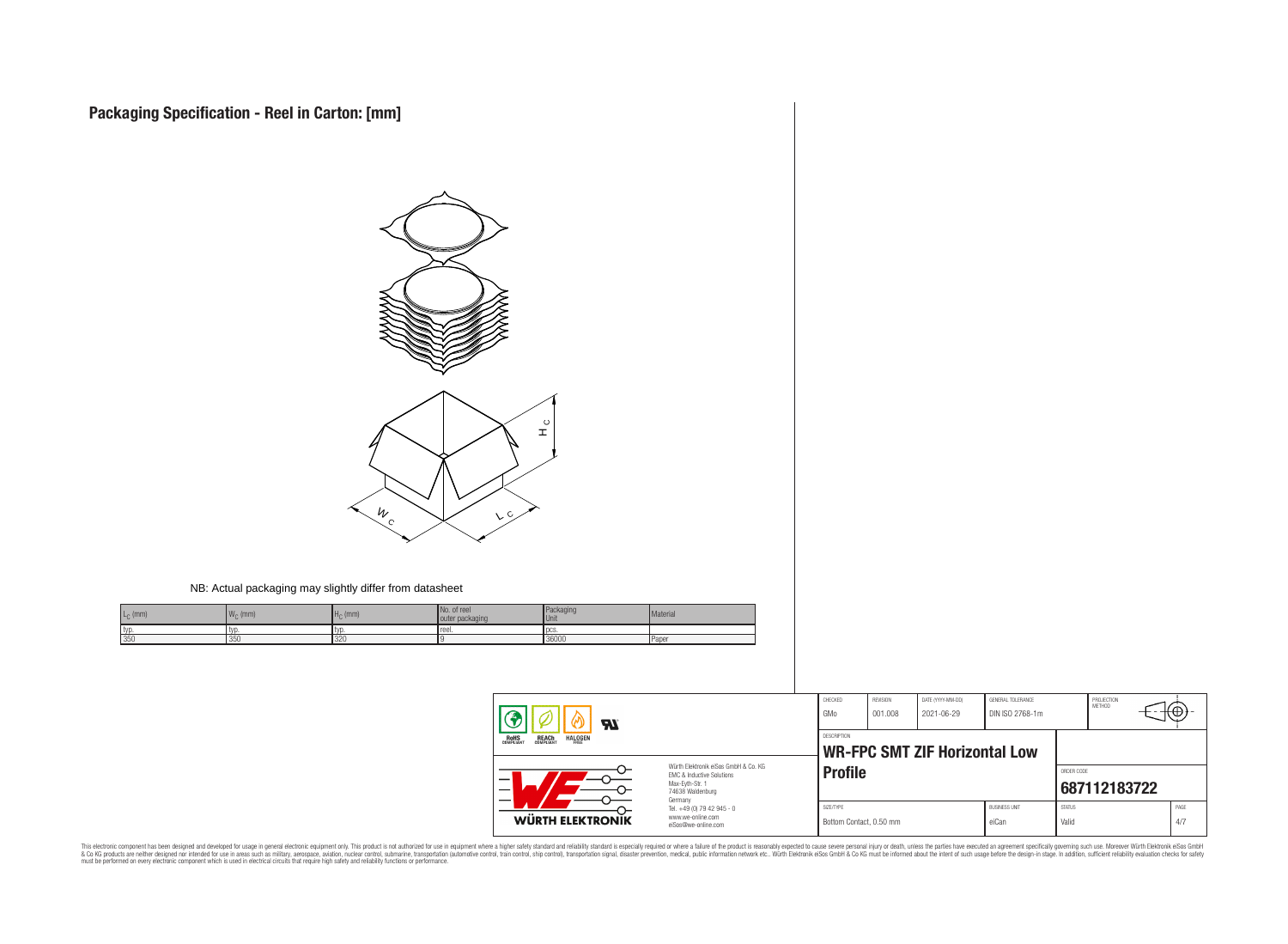# Packaging Specification - Reel in Carton: [mm]

NB: Actual packaging may slightly differ from datasheet

| $L_C$ (mm) | $W_C$ (mm) | $H_C$ (mm) | No. of reel outer packaging | Packaging Unit | Material |
|---|---|---|---|---|---|
| typ. | typ. | typ. | reel. | pcs. | |
| 350 | 350 | 320 | 9 | 36000 | Paper |

| CHECKED | REVISION | DATE (YYYY-MM-DD) | GENERAL TOLERANCE | PROJECTION METHOD |
|---|---|---|---|---|
| GMo | 001.008 | 2021-06-29 | DIN ISO 2768-1m | |

Würth Elektronik eiSos GmbH & Co. KG
EMC & Inductive Solutions
Max-Eyth-Str. 1
74638 Waldenburg
Germany
Tel. +49 (0) 79 42 945 - 0
www.we-online.com
eiSos@we-online.com

DESCRIPTION: **WR-FPC SMT ZIF Horizontal Low Profile**

ORDER CODE: **687112183722**

| SIZE/TYPE | BUSINESS UNIT | STATUS | PAGE |
|---|---|---|---|
| Bottom Contact, 0.50 mm | eiCan | Valid | 4/7 |

This electronic component has been designed and developed for usage in general electronic equipment only. This product is not authorized for use in equipment where a higher safety standard and reliability standard is especially required or where a failure of the product is reasonably expected to cause severe personal injury or death, unless the parties have executed an agreement specifically governing such use. Moreover Würth Elektronik eiSos GmbH & Co KG products are neither designed nor intended for use in areas such as military, aerospace, aviation, nuclear control, submarine, transportation (automotive control, train control, ship control), transportation signal, disaster prevention, medical, public information network etc.. Würth Elektronik eiSos GmbH & Co KG must be informed about the intent of such usage before the design-in stage. In addition, sufficient reliability evaluation checks for safety must be performed on every electronic component which is used in electrical circuits that require high safety and reliability functions or performance.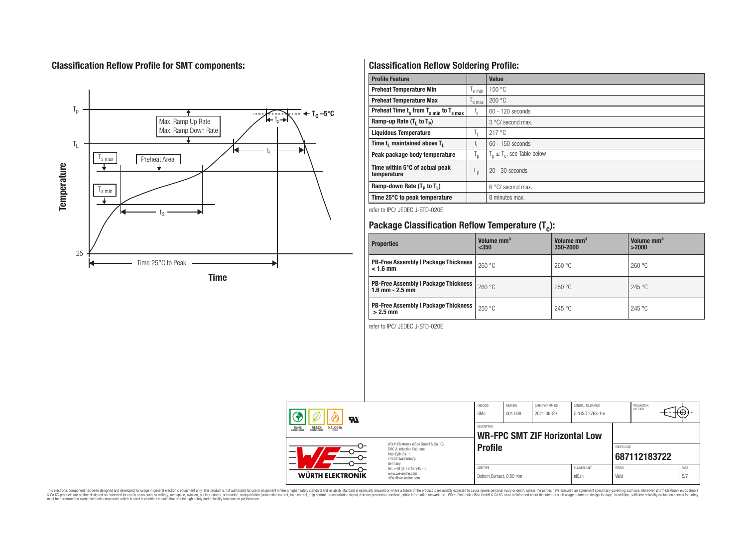## Classification Reflow Profile for SMT components:

## Classification Reflow Soldering Profile:

| Profile Feature | | Value |
|---|---|---|
| Preheat Temperature Min | $T_{s\ min}$ | 150 °C |
| Preheat Temperature Max | $T_{s\ max}$ | 200 °C |
| Preheat Time $t_s$ from $T_{s\ min}$ to $T_{s\ max}$ | $t_s$ | 60 - 120 seconds |
| Ramp-up Rate ($T_L$ to $T_P$) | | 3 °C/ second max. |
| Liquidous Temperature | $T_L$ | 217 °C |
| Time $t_L$ maintained above $T_L$ | $t_L$ | 60 - 150 seconds |
| Peak package body temperature | $T_p$ | $T_p \leq T_c$, see Table below |
| Time within 5°C of actual peak temperature | $t_p$ | 20 - 30 seconds |
| Ramp-down Rate ($T_P$ to $T_L$) | | 6 °C/ second max. |
| Time 25°C to peak temperature | | 8 minutes max. |

refer to IPC/ JEDEC J-STD-020E

## Package Classification Reflow Temperature ($T_c$):

| Properties | Volume mm³ <350 | Volume mm³ 350-2000 | Volume mm³ >2000 |
|---|---|---|---|
| PB-Free Assembly \| Package Thickness < 1.6 mm | 260 °C | 260 °C | 260 °C |
| PB-Free Assembly \| Package Thickness 1.6 mm - 2.5 mm | 260 °C | 250 °C | 245 °C |
| PB-Free Assembly \| Package Thickness > 2.5 mm | 250 °C | 245 °C | 245 °C |

refer to IPC/ JEDEC J-STD-020E

| CHECKED | REVISION | DATE (YYYY-MM-DD) | GENERAL TOLERANCE | PROJECTION METHOD |
|---|---|---|---|---|
| GMo | 001.008 | 2021-06-29 | DIN ISO 2768-1m | |

DESCRIPTION: **WR-FPC SMT ZIF Horizontal Low Profile**

ORDER CODE: **687112183722**

| SIZE/TYPE | BUSINESS UNIT | STATUS | PAGE |
|---|---|---|---|
| Bottom Contact, 0.50 mm | eiCan | Valid | 5/7 |

Würth Elektronik eiSos GmbH & Co. KG
EMC & Inductive Solutions
Max-Eyth-Str. 1
74638 Waldenburg
Germany
Tel. +49 (0) 79 42 945 - 0
www.we-online.com
eiSos@we-online.com

This electronic component has been designed and developed for usage in general electronic equipment only. This product is not authorized for use in equipment where a higher safety standard and reliability standard is especially required or where a failure of the product is reasonably expected to cause severe personal injury or death, unless the parties have executed an agreement specifically governing such use. Moreover Würth Elektronik eiSos GmbH & Co KG products are neither designed nor intended for use in areas such as military, aerospace, aviation, nuclear control, submarine, transportation (automotive control, train control, ship control), transportation signal, disaster prevention, medical, public information network etc.. Würth Elektronik eiSos GmbH & Co KG must be informed about the intent of such usage before the design-in stage. In addition, sufficient reliability evaluation checks for safety must be performed on every electronic component which is used in electrical circuits that require high safety and reliability functions or performance.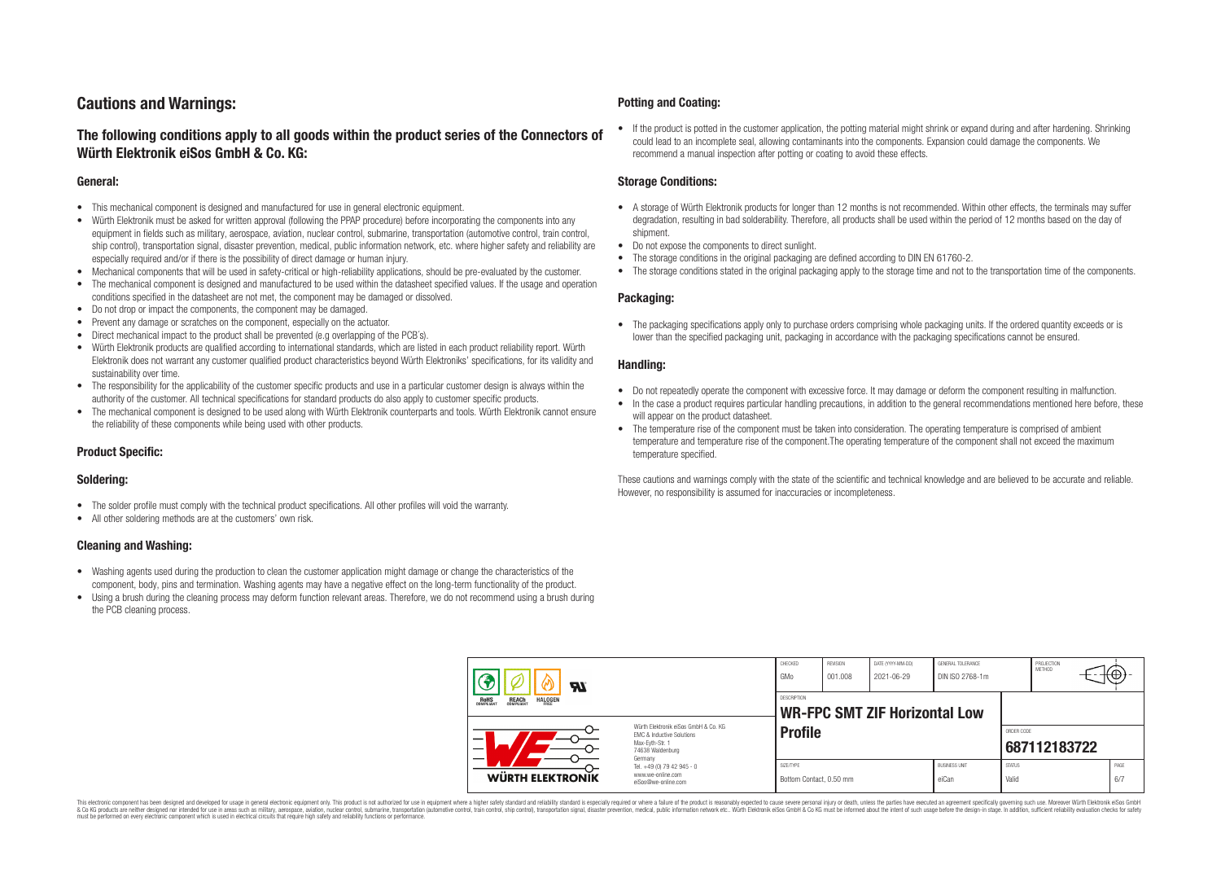# Cautions and Warnings:

## The following conditions apply to all goods within the product series of the Connectors of Würth Elektronik eiSos GmbH & Co. KG:

### General:

- This mechanical component is designed and manufactured for use in general electronic equipment.
- Würth Elektronik must be asked for written approval (following the PPAP procedure) before incorporating the components into any equipment in fields such as military, aerospace, aviation, nuclear control, submarine, transportation (automotive control, train control, ship control), transportation signal, disaster prevention, medical, public information network, etc. where higher safety and reliability are especially required and/or if there is the possibility of direct damage or human injury.
- Mechanical components that will be used in safety-critical or high-reliability applications, should be pre-evaluated by the customer.
- The mechanical component is designed and manufactured to be used within the datasheet specified values. If the usage and operation conditions specified in the datasheet are not met, the component may be damaged or dissolved.
- Do not drop or impact the components, the component may be damaged.
- Prevent any damage or scratches on the component, especially on the actuator.
- Direct mechanical impact to the product shall be prevented (e.g overlapping of the PCB´s).
- Würth Elektronik products are qualified according to international standards, which are listed in each product reliability report. Würth Elektronik does not warrant any customer qualified product characteristics beyond Würth Elektroniks' specifications, for its validity and sustainability over time.
- The responsibility for the applicability of the customer specific products and use in a particular customer design is always within the authority of the customer. All technical specifications for standard products do also apply to customer specific products.
- The mechanical component is designed to be used along with Würth Elektronik counterparts and tools. Würth Elektronik cannot ensure the reliability of these components while being used with other products.

### Product Specific:

### Soldering:

- The solder profile must comply with the technical product specifications. All other profiles will void the warranty.
- All other soldering methods are at the customers' own risk.

### Cleaning and Washing:

- Washing agents used during the production to clean the customer application might damage or change the characteristics of the component, body, pins and termination. Washing agents may have a negative effect on the long-term functionality of the product.
- Using a brush during the cleaning process may deform function relevant areas. Therefore, we do not recommend using a brush during the PCB cleaning process.

### Potting and Coating:

- If the product is potted in the customer application, the potting material might shrink or expand during and after hardening. Shrinking could lead to an incomplete seal, allowing contaminants into the components. Expansion could damage the components. We recommend a manual inspection after potting or coating to avoid these effects.

### Storage Conditions:

- A storage of Würth Elektronik products for longer than 12 months is not recommended. Within other effects, the terminals may suffer degradation, resulting in bad solderability. Therefore, all products shall be used within the period of 12 months based on the day of shipment.
- Do not expose the components to direct sunlight.
- The storage conditions in the original packaging are defined according to DIN EN 61760-2.
- The storage conditions stated in the original packaging apply to the storage time and not to the transportation time of the components.

### Packaging:

- The packaging specifications apply only to purchase orders comprising whole packaging units. If the ordered quantity exceeds or is lower than the specified packaging unit, packaging in accordance with the packaging specifications cannot be ensured.

### Handling:

- Do not repeatedly operate the component with excessive force. It may damage or deform the component resulting in malfunction.
- In the case a product requires particular handling precautions, in addition to the general recommendations mentioned here before, these will appear on the product datasheet.
- The temperature rise of the component must be taken into consideration. The operating temperature is comprised of ambient temperature and temperature rise of the component.The operating temperature of the component shall not exceed the maximum temperature specified.

These cautions and warnings comply with the state of the scientific and technical knowledge and are believed to be accurate and reliable. However, no responsibility is assumed for inaccuracies or incompleteness.

| CHECKED | REVISION | DATE (YYYY-MM-DD) | GENERAL TOLERANCE | PROJECTION METHOD |
|---|---|---|---|---|
| GMo | 001.008 | 2021-06-29 | DIN ISO 2768-1m | |

| DESCRIPTION | ORDER CODE |
|---|---|
| WR-FPC SMT ZIF Horizontal Low Profile | 687112183722 |

| SIZE/TYPE | BUSINESS UNIT | STATUS | PAGE |
|---|---|---|---|
| Bottom Contact, 0.50 mm | eiCan | Valid | 6/7 |

Würth Elektronik eiSos GmbH & Co. KG
EMC & Inductive Solutions
Max-Eyth-Str. 1
74638 Waldenburg
Germany
Tel. +49 (0) 79 42 945 - 0
www.we-online.com
eiSos@we-online.com

This electronic component has been designed and developed for usage in general electronic equipment only. This product is not authorized for use in equipment where a higher safety standard and reliability standard is especially required or where a failure of the product is reasonably expected to cause severe personal injury or death, unless the parties have executed an agreement specifically governing such use. Moreover Würth Elektronik eiSos GmbH & Co KG products are neither designed nor intended for use in areas such as military, aerospace, aviation, nuclear control, submarine, transportation (automotive control, train control, ship control), transportation signal, disaster prevention, medical, public information network etc.. Würth Elektronik eiSos GmbH & Co KG must be informed about the intent of such usage before the design-in stage. In addition, sufficient reliability evaluation checks for safety must be performed on every electronic component which is used in electrical circuits that require high safety and reliability functions or performance.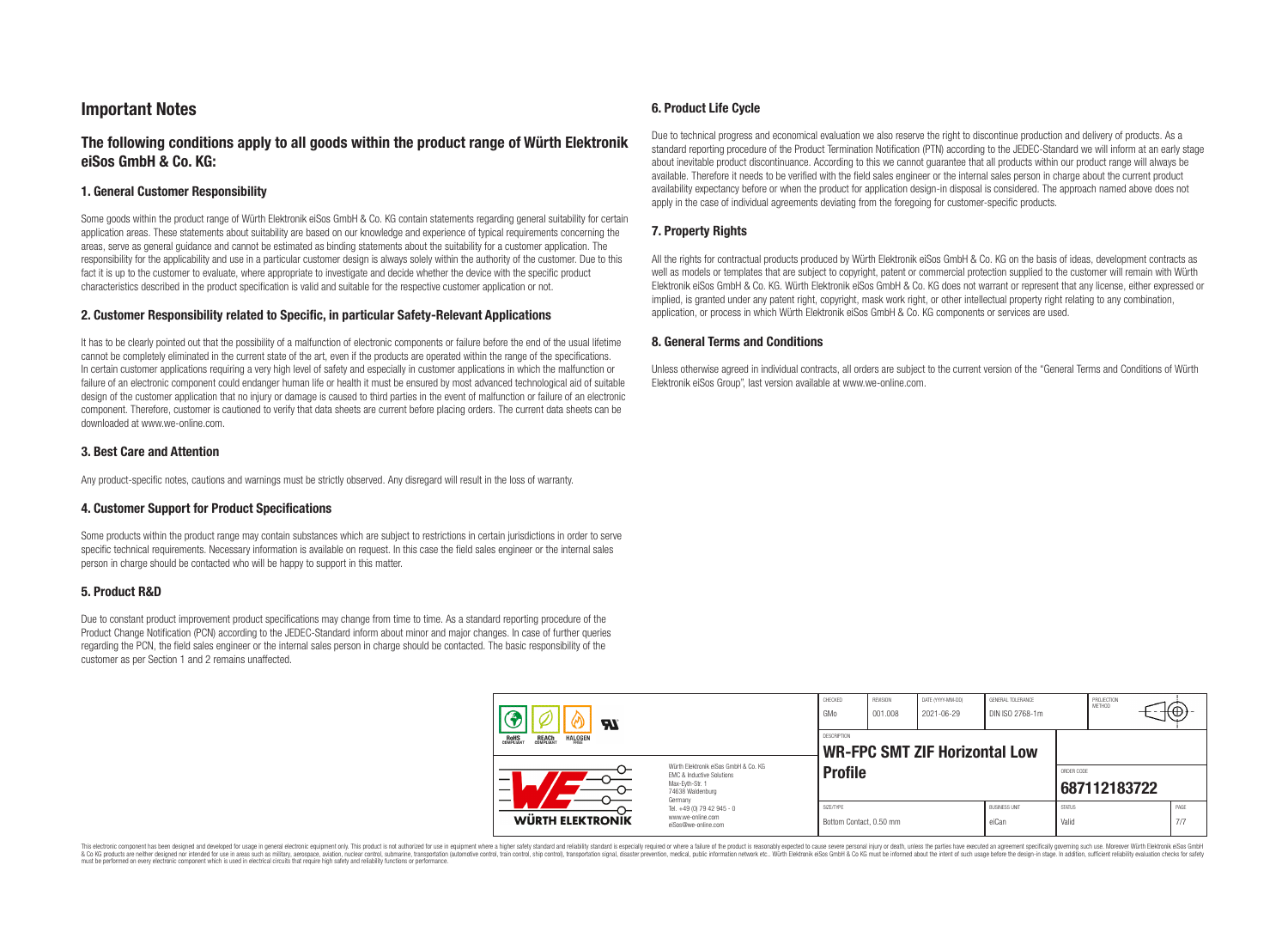# Important Notes

## The following conditions apply to all goods within the product range of Würth Elektronik eiSos GmbH & Co. KG:

### 1. General Customer Responsibility

Some goods within the product range of Würth Elektronik eiSos GmbH & Co. KG contain statements regarding general suitability for certain application areas. These statements about suitability are based on our knowledge and experience of typical requirements concerning the areas, serve as general guidance and cannot be estimated as binding statements about the suitability for a customer application. The responsibility for the applicability and use in a particular customer design is always solely within the authority of the customer. Due to this fact it is up to the customer to evaluate, where appropriate to investigate and decide whether the device with the specific product characteristics described in the product specification is valid and suitable for the respective customer application or not.

### 2. Customer Responsibility related to Specific, in particular Safety-Relevant Applications

It has to be clearly pointed out that the possibility of a malfunction of electronic components or failure before the end of the usual lifetime cannot be completely eliminated in the current state of the art, even if the products are operated within the range of the specifications. In certain customer applications requiring a very high level of safety and especially in customer applications in which the malfunction or failure of an electronic component could endanger human life or health it must be ensured by most advanced technological aid of suitable design of the customer application that no injury or damage is caused to third parties in the event of malfunction or failure of an electronic component. Therefore, customer is cautioned to verify that data sheets are current before placing orders. The current data sheets can be downloaded at www.we-online.com.

### 3. Best Care and Attention

Any product-specific notes, cautions and warnings must be strictly observed. Any disregard will result in the loss of warranty.

### 4. Customer Support for Product Specifications

Some products within the product range may contain substances which are subject to restrictions in certain jurisdictions in order to serve specific technical requirements. Necessary information is available on request. In this case the field sales engineer or the internal sales person in charge should be contacted who will be happy to support in this matter.

### 5. Product R&D

Due to constant product improvement product specifications may change from time to time. As a standard reporting procedure of the Product Change Notification (PCN) according to the JEDEC-Standard inform about minor and major changes. In case of further queries regarding the PCN, the field sales engineer or the internal sales person in charge should be contacted. The basic responsibility of the customer as per Section 1 and 2 remains unaffected.

### 6. Product Life Cycle

Due to technical progress and economical evaluation we also reserve the right to discontinue production and delivery of products. As a standard reporting procedure of the Product Termination Notification (PTN) according to the JEDEC-Standard we will inform at an early stage about inevitable product discontinuance. According to this we cannot guarantee that all products within our product range will always be available. Therefore it needs to be verified with the field sales engineer or the internal sales person in charge about the current product availability expectancy before or when the product for application design-in disposal is considered. The approach named above does not apply in the case of individual agreements deviating from the foregoing for customer-specific products.

### 7. Property Rights

All the rights for contractual products produced by Würth Elektronik eiSos GmbH & Co. KG on the basis of ideas, development contracts as well as models or templates that are subject to copyright, patent or commercial protection supplied to the customer will remain with Würth Elektronik eiSos GmbH & Co. KG. Würth Elektronik eiSos GmbH & Co. KG does not warrant or represent that any license, either expressed or implied, is granted under any patent right, copyright, mask work right, or other intellectual property right relating to any combination, application, or process in which Würth Elektronik eiSos GmbH & Co. KG components or services are used.

### 8. General Terms and Conditions

Unless otherwise agreed in individual contracts, all orders are subject to the current version of the "General Terms and Conditions of Würth Elektronik eiSos Group", last version available at www.we-online.com.

| | | | | | | | |
|---|---|---|---|---|---|---|---|
| RoHS COMPLIANT, REACh COMPLIANT, HALOGEN FREE | | CHECKED GMo | REVISION 001.008 | DATE (YYYY-MM-DD) 2021-06-29 | GENERAL TOLERANCE DIN ISO 2768-1m | PROJECTION METHOD | |
| | | DESCRIPTION **WR-FPC SMT ZIF Horizontal Low Profile** | | | | ORDER CODE **687112183722** | |
| WÜRTH ELEKTRONIK | Würth Elektronik eiSos GmbH & Co. KG, EMC & Inductive Solutions, Max-Eyth-Str. 1, 74638 Waldenburg, Germany, Tel. +49 (0) 79 42 945 - 0, www.we-online.com, eiSos@we-online.com | SIZE/TYPE Bottom Contact, 0.50 mm | | | BUSINESS UNIT eiCan | STATUS Valid | PAGE 7/7 |

This electronic component has been designed and developed for usage in general electronic equipment only. This product is not authorized for use in equipment where a higher safety standard and reliability standard is especially required or where a failure of the product is reasonably expected to cause severe personal injury or death, unless the parties have executed an agreement specifically governing such use. Moreover Würth Elektronik eiSos GmbH & Co KG products are neither designed nor intended for use in areas such as military, aerospace, aviation, nuclear control, submarine, transportation (automotive control, train control, ship control), transportation signal, disaster prevention, medical, public information network etc.. Würth Elektronik eiSos GmbH & Co KG must be informed about the intent of such usage before the design-in stage. In addition, sufficient reliability evaluation checks for safety must be performed on every electronic component which is used in electrical circuits that require high safety and reliability functions or performance.